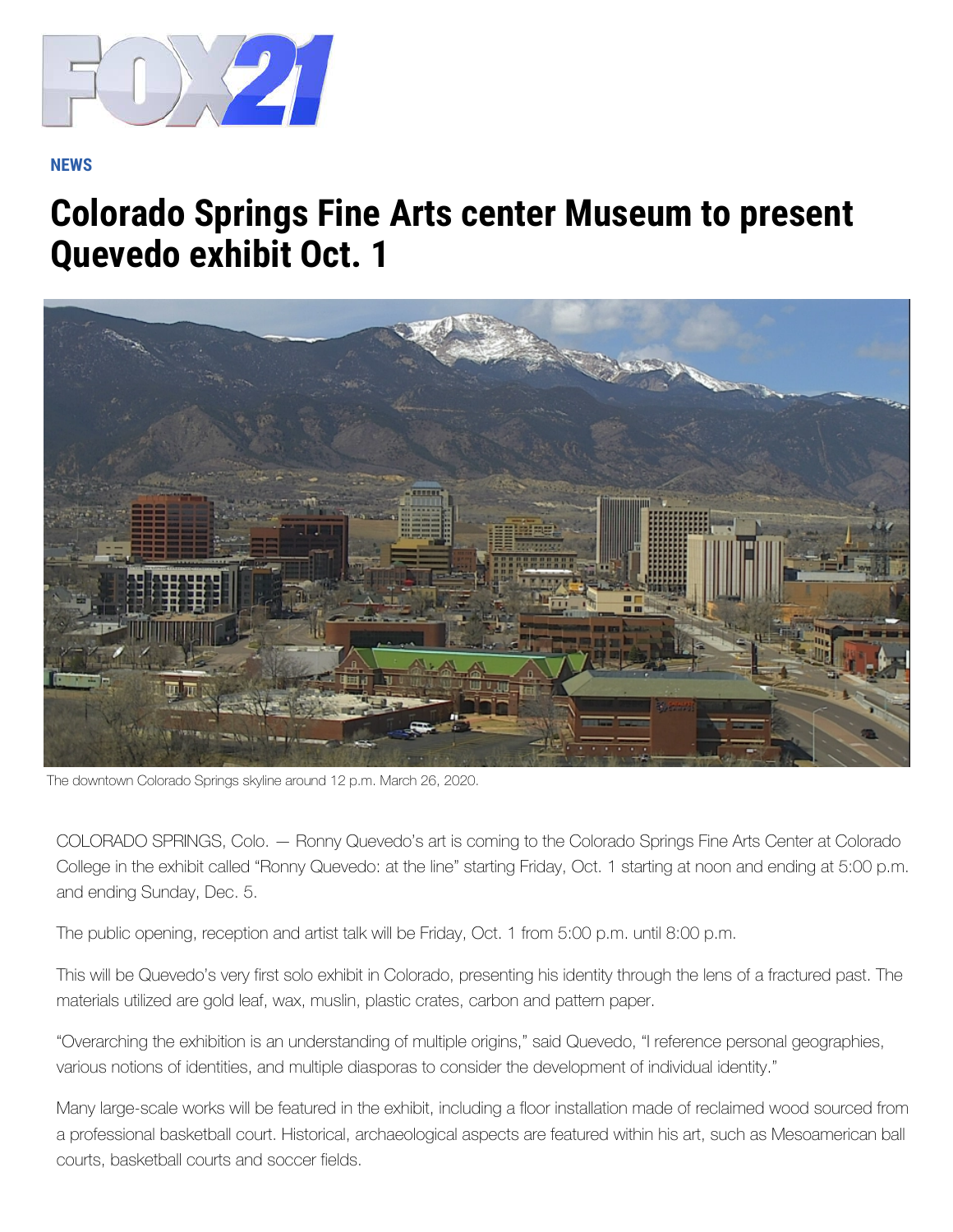NEWS

# Colorado Springs Fine Arts center Museum to present Quevedo exhibit Oct. 1

The downtown Colorado Springs skyline around 12 p.m. March 26, 2020.

COLORADO SPRINGS, Colo. — Ronny Quevedo's art is coming to the Colorado Springs Fine Arts Center at Colorado College in the exhibit called "Ronny Quevedo: at the line" starting Friday, Oct. 1 starting at noon and ending at 5:00 p.m. and ending Sunday, Dec. 5.

The public opening, reception and artist talk will be Friday, Oct. 1 from 5:00 p.m. until 8:00 p.m.

This will be Quevedo's very first solo exhibit in Colorado, presenting his identity through the lens of a fractured past. The materials utilized are gold leaf, wax, muslin, plastic crates, carbon and pattern paper.

"Overarching the exhibition is an understanding of multiple origins," said Quevedo, "I reference personal geographies, various notions of identities, and multiple diasporas to consider the development of individual identity."

Many large-scale works will be featured in the exhibit, including a floor installation made of reclaimed wood sourced from a professional basketball court. Historical, archaeological aspects are featured within his art, such as Mesoamerican ball courts, basketball courts and soccer fields.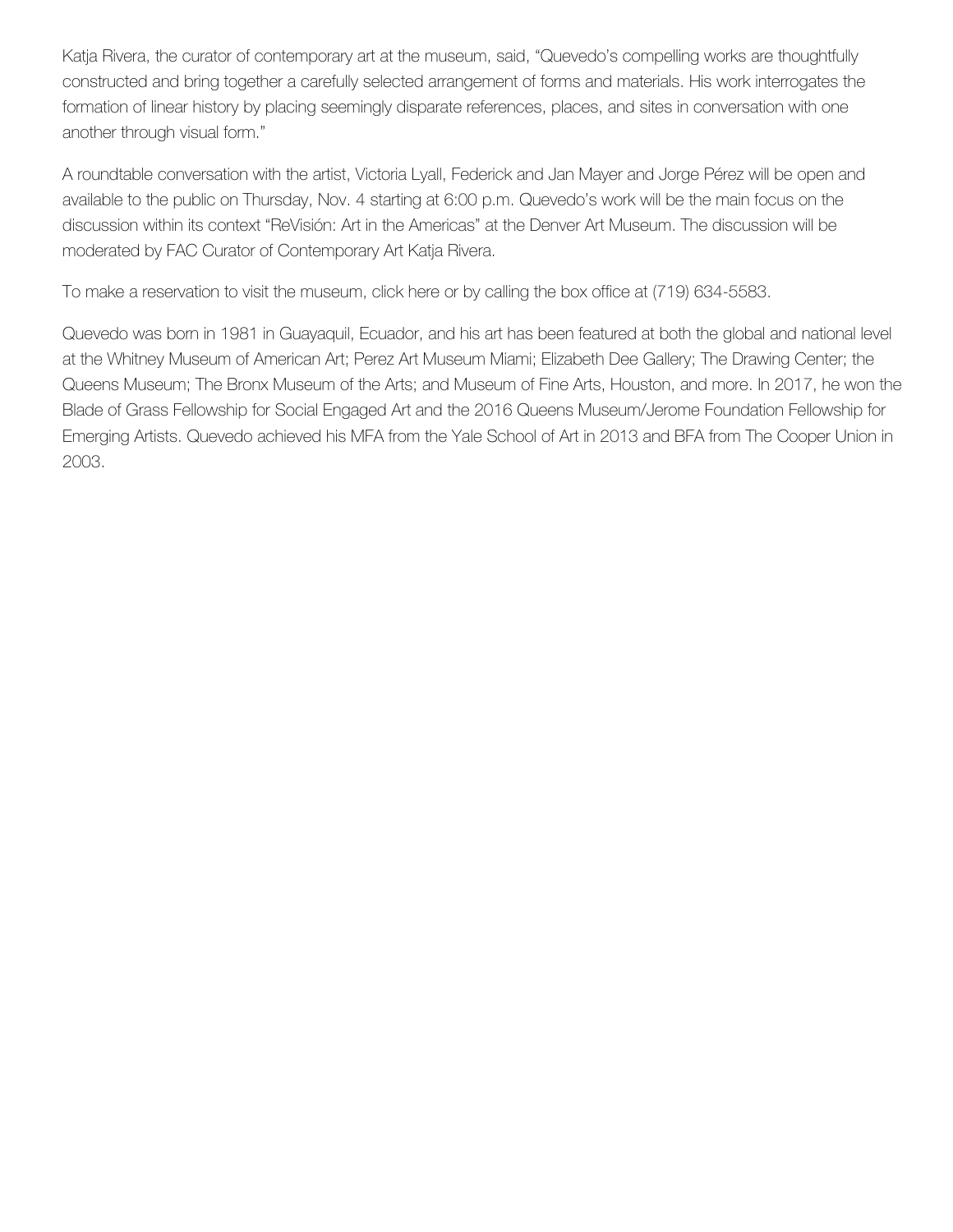Katja Rivera, the curator of contemporary art at the museum, said, "Quevedo's compelling works are thoughtfully constructed and bring together a carefully selected arrangement of forms and materials. His work interrogates the formation of linear history by placing seemingly disparate references, places, and sites in conversation with one another through visual form."

A roundtable conversation with the artist, Victoria Lyall, Federick and Jan Mayer and Jorge Pérez will be open and available to the public on Thursday, Nov. 4 starting at 6:00 p.m. Quevedo's work will be the main focus on the discussion within its context "ReVisión: Art in the Americas" at the Denver Art Museum. The discussion will be moderated by FAC Curator of Contemporary Art Katja Rivera.

To make a reservation to visit the museum, click here or by calling the box office at (719) 634-5583.

Quevedo was born in 1981 in Guayaquil, Ecuador, and his art has been featured at both the global and national level at the Whitney Museum of American Art; Perez Art Museum Miami; Elizabeth Dee Gallery; The Drawing Center; the Queens Museum; The Bronx Museum of the Arts; and Museum of Fine Arts, Houston, and more. In 2017, he won the Blade of Grass Fellowship for Social Engaged Art and the 2016 Queens Museum/Jerome Foundation Fellowship for Emerging Artists. Quevedo achieved his MFA from the Yale School of Art in 2013 and BFA from The Cooper Union in 2003.